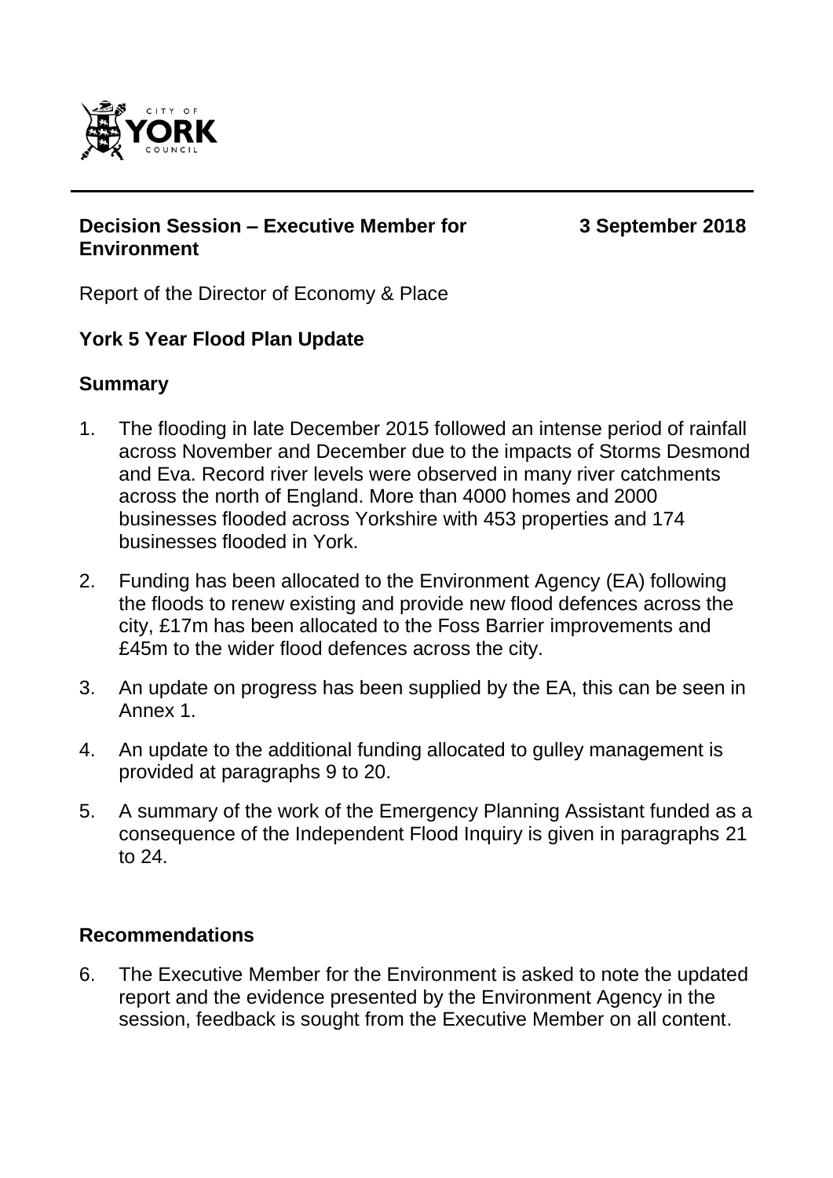**Decision Session – Executive Member for Environment** **3 September 2018**

Report of the Director of Economy & Place

## York 5 Year Flood Plan Update

### Summary

1. The flooding in late December 2015 followed an intense period of rainfall across November and December due to the impacts of Storms Desmond and Eva. Record river levels were observed in many river catchments across the north of England. More than 4000 homes and 2000 businesses flooded across Yorkshire with 453 properties and 174 businesses flooded in York.

2. Funding has been allocated to the Environment Agency (EA) following the floods to renew existing and provide new flood defences across the city, £17m has been allocated to the Foss Barrier improvements and £45m to the wider flood defences across the city.

3. An update on progress has been supplied by the EA, this can be seen in Annex 1.

4. An update to the additional funding allocated to gulley management is provided at paragraphs 9 to 20.

5. A summary of the work of the Emergency Planning Assistant funded as a consequence of the Independent Flood Inquiry is given in paragraphs 21 to 24.

### Recommendations

6. The Executive Member for the Environment is asked to note the updated report and the evidence presented by the Environment Agency in the session, feedback is sought from the Executive Member on all content.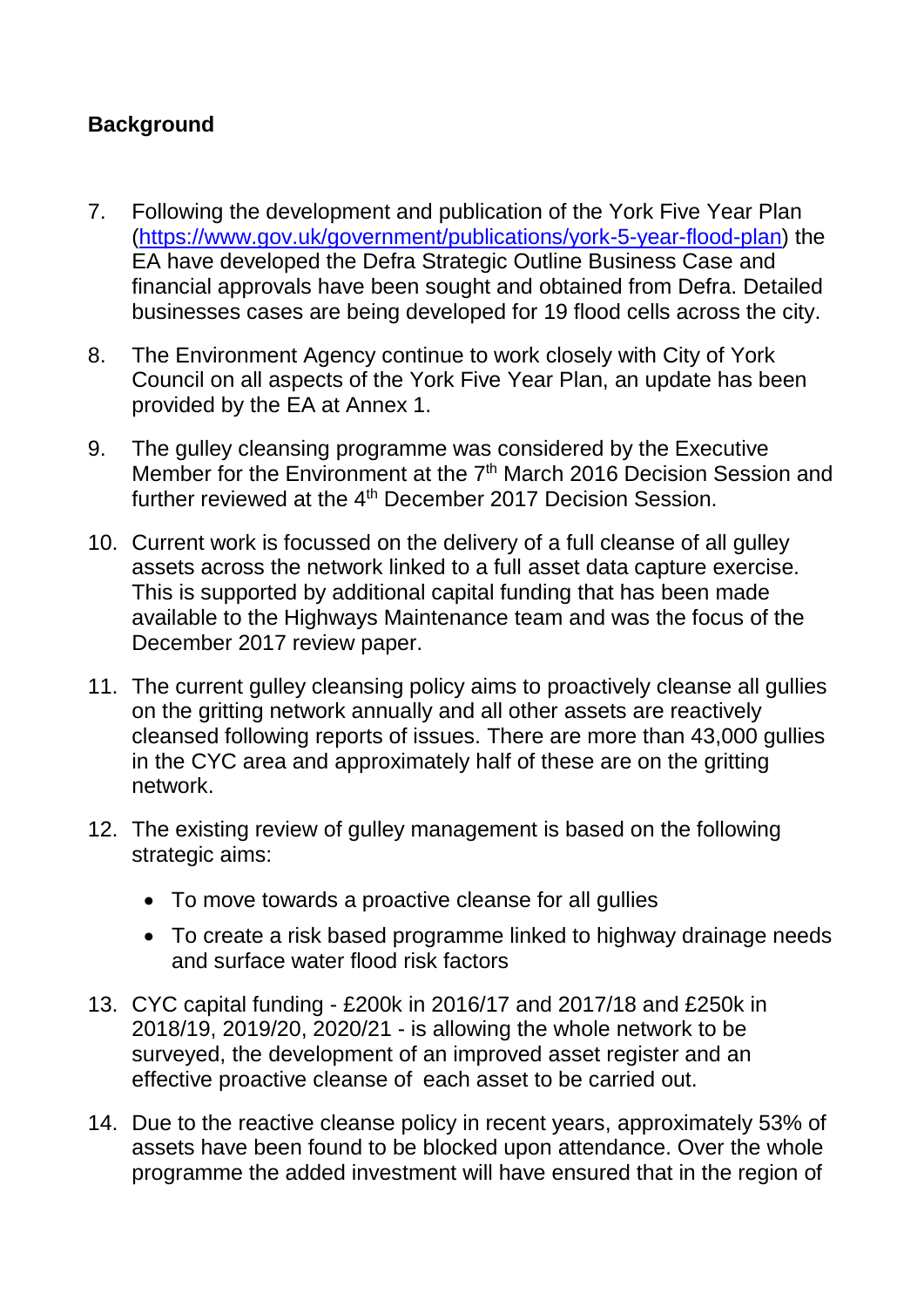## Background

7. Following the development and publication of the York Five Year Plan ([https://www.gov.uk/government/publications/york-5-year-flood-plan](https://www.gov.uk/government/publications/york-5-year-flood-plan)) the EA have developed the Defra Strategic Outline Business Case and financial approvals have been sought and obtained from Defra. Detailed businesses cases are being developed for 19 flood cells across the city.

8. The Environment Agency continue to work closely with City of York Council on all aspects of the York Five Year Plan, an update has been provided by the EA at Annex 1.

9. The gulley cleansing programme was considered by the Executive Member for the Environment at the 7th March 2016 Decision Session and further reviewed at the 4th December 2017 Decision Session.

10. Current work is focussed on the delivery of a full cleanse of all gulley assets across the network linked to a full asset data capture exercise. This is supported by additional capital funding that has been made available to the Highways Maintenance team and was the focus of the December 2017 review paper.

11. The current gulley cleansing policy aims to proactively cleanse all gullies on the gritting network annually and all other assets are reactively cleansed following reports of issues. There are more than 43,000 gullies in the CYC area and approximately half of these are on the gritting network.

12. The existing review of gulley management is based on the following strategic aims:

    - To move towards a proactive cleanse for all gullies
    - To create a risk based programme linked to highway drainage needs and surface water flood risk factors

13. CYC capital funding - £200k in 2016/17 and 2017/18 and £250k in 2018/19, 2019/20, 2020/21 - is allowing the whole network to be surveyed, the development of an improved asset register and an effective proactive cleanse of each asset to be carried out.

14. Due to the reactive cleanse policy in recent years, approximately 53% of assets have been found to be blocked upon attendance. Over the whole programme the added investment will have ensured that in the region of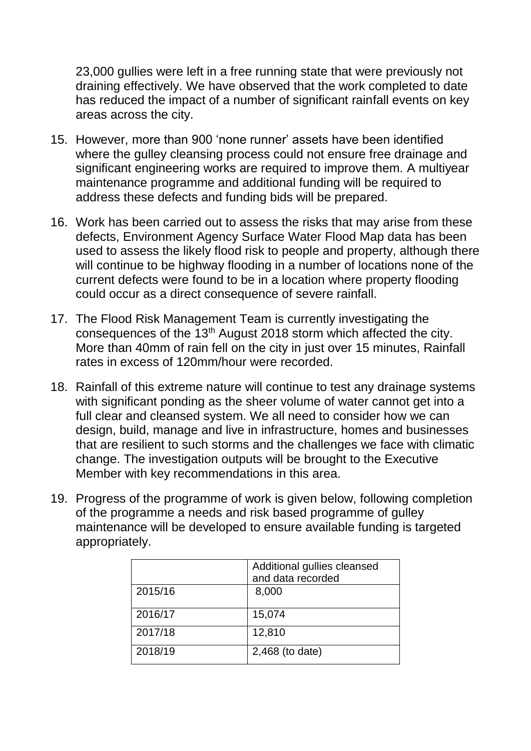23,000 gullies were left in a free running state that were previously not draining effectively. We have observed that the work completed to date has reduced the impact of a number of significant rainfall events on key areas across the city.

15. However, more than 900 'none runner' assets have been identified where the gulley cleansing process could not ensure free drainage and significant engineering works are required to improve them. A multiyear maintenance programme and additional funding will be required to address these defects and funding bids will be prepared.

16. Work has been carried out to assess the risks that may arise from these defects, Environment Agency Surface Water Flood Map data has been used to assess the likely flood risk to people and property, although there will continue to be highway flooding in a number of locations none of the current defects were found to be in a location where property flooding could occur as a direct consequence of severe rainfall.

17. The Flood Risk Management Team is currently investigating the consequences of the 13th August 2018 storm which affected the city. More than 40mm of rain fell on the city in just over 15 minutes, Rainfall rates in excess of 120mm/hour were recorded.

18. Rainfall of this extreme nature will continue to test any drainage systems with significant ponding as the sheer volume of water cannot get into a full clear and cleansed system. We all need to consider how we can design, build, manage and live in infrastructure, homes and businesses that are resilient to such storms and the challenges we face with climatic change. The investigation outputs will be brought to the Executive Member with key recommendations in this area.

19. Progress of the programme of work is given below, following completion of the programme a needs and risk based programme of gulley maintenance will be developed to ensure available funding is targeted appropriately.

| | Additional gullies cleansed and data recorded |
|---|---|
| 2015/16 | 8,000 |
| 2016/17 | 15,074 |
| 2017/18 | 12,810 |
| 2018/19 | 2,468 (to date) |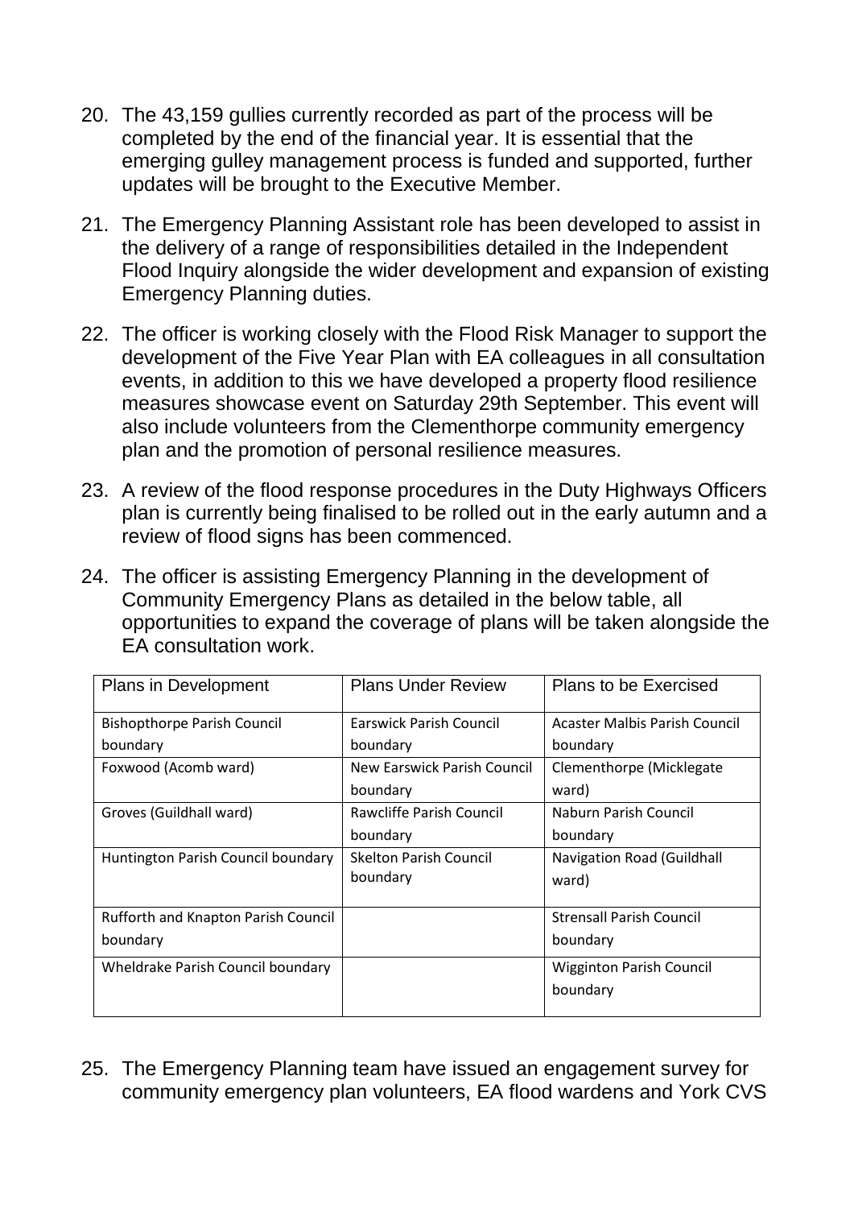20. The 43,159 gullies currently recorded as part of the process will be completed by the end of the financial year. It is essential that the emerging gulley management process is funded and supported, further updates will be brought to the Executive Member.

21. The Emergency Planning Assistant role has been developed to assist in the delivery of a range of responsibilities detailed in the Independent Flood Inquiry alongside the wider development and expansion of existing Emergency Planning duties.

22. The officer is working closely with the Flood Risk Manager to support the development of the Five Year Plan with EA colleagues in all consultation events, in addition to this we have developed a property flood resilience measures showcase event on Saturday 29th September. This event will also include volunteers from the Clementhorpe community emergency plan and the promotion of personal resilience measures.

23. A review of the flood response procedures in the Duty Highways Officers plan is currently being finalised to be rolled out in the early autumn and a review of flood signs has been commenced.

24. The officer is assisting Emergency Planning in the development of Community Emergency Plans as detailed in the below table, all opportunities to expand the coverage of plans will be taken alongside the EA consultation work.

| Plans in Development | Plans Under Review | Plans to be Exercised |
|---|---|---|
| Bishopthorpe Parish Council boundary | Earswick Parish Council boundary | Acaster Malbis Parish Council boundary |
| Foxwood (Acomb ward) | New Earswick Parish Council boundary | Clementhorpe (Micklegate ward) |
| Groves (Guildhall ward) | Rawcliffe Parish Council boundary | Naburn Parish Council boundary |
| Huntington Parish Council boundary | Skelton Parish Council boundary | Navigation Road (Guildhall ward) |
| Rufforth and Knapton Parish Council boundary | | Strensall Parish Council boundary |
| Wheldrake Parish Council boundary | | Wigginton Parish Council boundary |

25. The Emergency Planning team have issued an engagement survey for community emergency plan volunteers, EA flood wardens and York CVS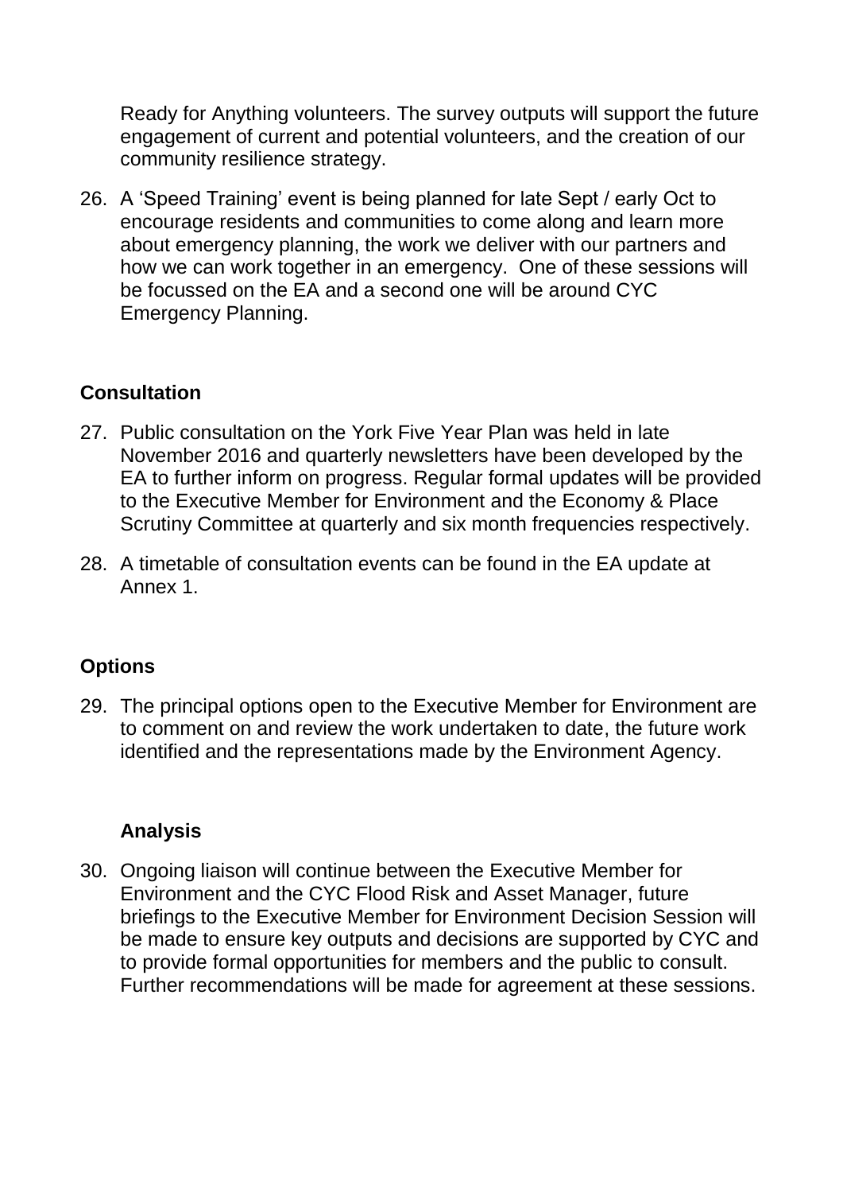Ready for Anything volunteers. The survey outputs will support the future engagement of current and potential volunteers, and the creation of our community resilience strategy.

26. A 'Speed Training' event is being planned for late Sept / early Oct to encourage residents and communities to come along and learn more about emergency planning, the work we deliver with our partners and how we can work together in an emergency. One of these sessions will be focussed on the EA and a second one will be around CYC Emergency Planning.

## Consultation

27. Public consultation on the York Five Year Plan was held in late November 2016 and quarterly newsletters have been developed by the EA to further inform on progress. Regular formal updates will be provided to the Executive Member for Environment and the Economy & Place Scrutiny Committee at quarterly and six month frequencies respectively.

28. A timetable of consultation events can be found in the EA update at Annex 1.

## Options

29. The principal options open to the Executive Member for Environment are to comment on and review the work undertaken to date, the future work identified and the representations made by the Environment Agency.

## Analysis

30. Ongoing liaison will continue between the Executive Member for Environment and the CYC Flood Risk and Asset Manager, future briefings to the Executive Member for Environment Decision Session will be made to ensure key outputs and decisions are supported by CYC and to provide formal opportunities for members and the public to consult. Further recommendations will be made for agreement at these sessions.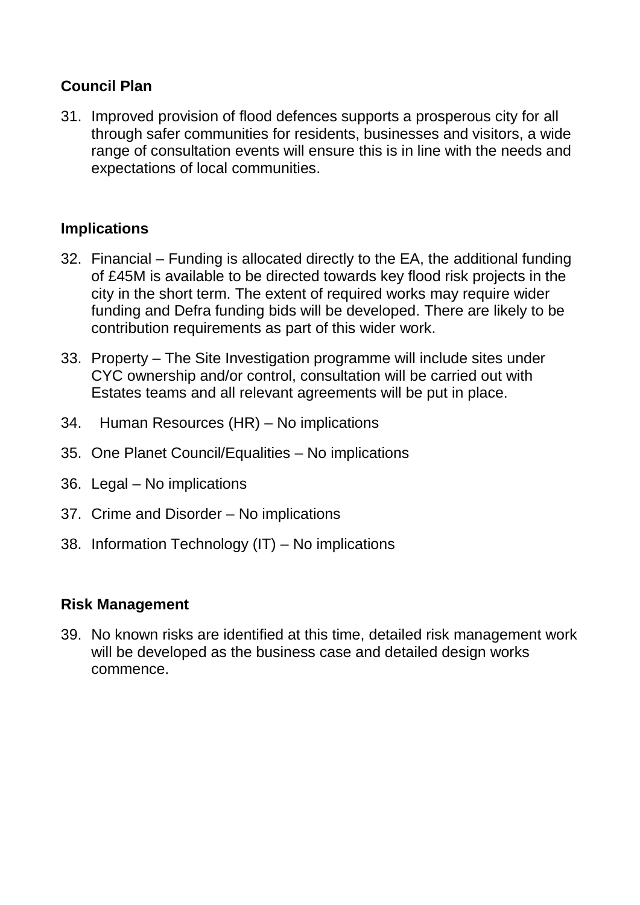**Council Plan**

31. Improved provision of flood defences supports a prosperous city for all through safer communities for residents, businesses and visitors, a wide range of consultation events will ensure this is in line with the needs and expectations of local communities.

**Implications**

32. Financial – Funding is allocated directly to the EA, the additional funding of £45M is available to be directed towards key flood risk projects in the city in the short term. The extent of required works may require wider funding and Defra funding bids will be developed. There are likely to be contribution requirements as part of this wider work.
33. Property – The Site Investigation programme will include sites under CYC ownership and/or control, consultation will be carried out with Estates teams and all relevant agreements will be put in place.
34. Human Resources (HR) – No implications
35. One Planet Council/Equalities – No implications
36. Legal – No implications
37. Crime and Disorder – No implications
38. Information Technology (IT) – No implications

**Risk Management**

39. No known risks are identified at this time, detailed risk management work will be developed as the business case and detailed design works commence.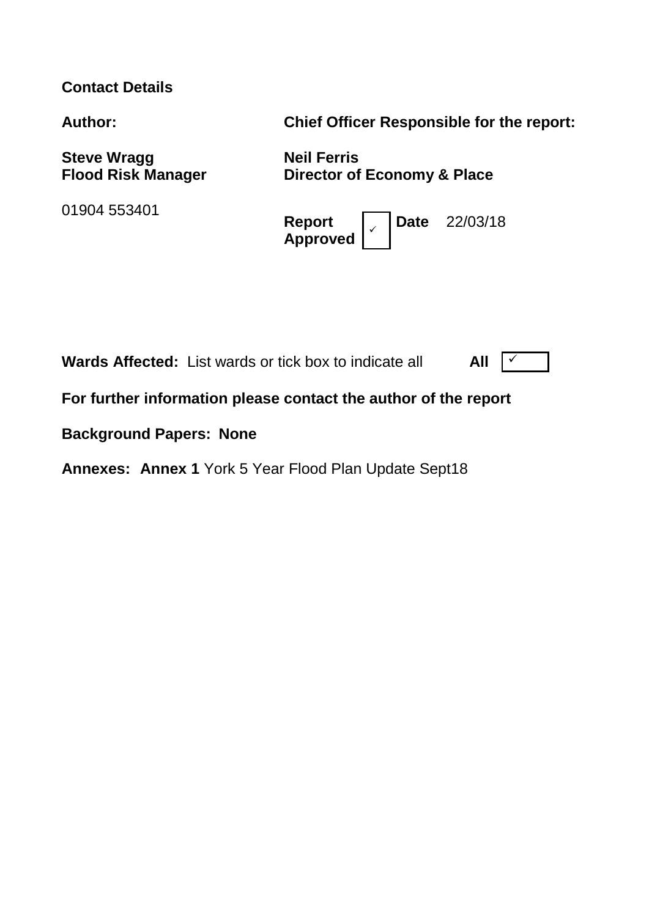**Contact Details**

| | |
|---|---|
| **Author:** | **Chief Officer Responsible for the report:** |
| **Steve Wragg**<br>**Flood Risk Manager** | **Neil Ferris**<br>**Director of Economy & Place** |
| 01904 553401 | **Report Approved** ✓ **Date** 22/03/18 |

**Wards Affected:** List wards or tick box to indicate all **All** ✓

**For further information please contact the author of the report**

**Background Papers: None**

**Annexes: Annex 1** York 5 Year Flood Plan Update Sept18